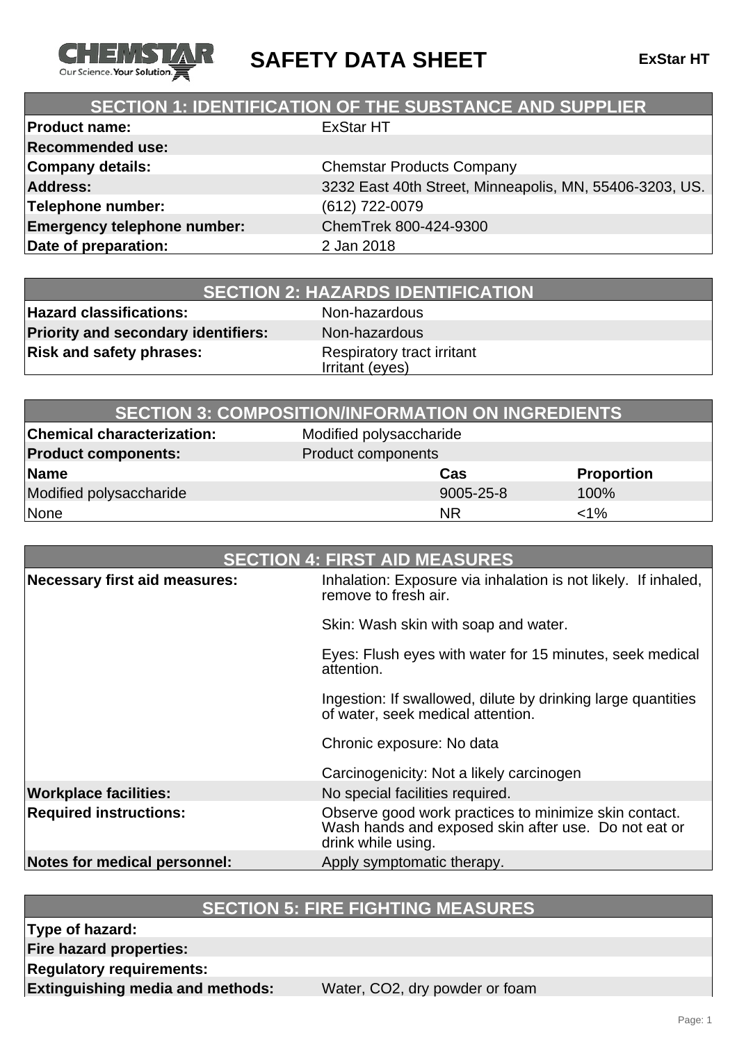# SAFETY DATA SHEET

**ExStar HT**

## SECTION 1: IDENTIFICATION OF THE SUBSTANCE AND SUPPLIER

| | |
|---|---|
| **Product name:** | ExStar HT |
| **Recommended use:** | |
| **Company details:** | Chemstar Products Company |
| **Address:** | 3232 East 40th Street, Minneapolis, MN, 55406-3203, US. |
| **Telephone number:** | (612) 722-0079 |
| **Emergency telephone number:** | ChemTrek 800-424-9300 |
| **Date of preparation:** | 2 Jan 2018 |

## SECTION 2: HAZARDS IDENTIFICATION

| | |
|---|---|
| **Hazard classifications:** | Non-hazardous |
| **Priority and secondary identifiers:** | Non-hazardous |
| **Risk and safety phrases:** | Respiratory tract irritant<br>Irritant (eyes) |

## SECTION 3: COMPOSITION/INFORMATION ON INGREDIENTS

| | |
|---|---|
| **Chemical characterization:** | Modified polysaccharide |
| **Product components:** | Product components |

| **Name** | **Cas** | **Proportion** |
|---|---|---|
| Modified polysaccharide | 9005-25-8 | 100% |
| None | NR | <1% |

## SECTION 4: FIRST AID MEASURES

| | |
|---|---|
| **Necessary first aid measures:** | Inhalation: Exposure via inhalation is not likely. If inhaled, remove to fresh air.<br><br>Skin: Wash skin with soap and water.<br><br>Eyes: Flush eyes with water for 15 minutes, seek medical attention.<br><br>Ingestion: If swallowed, dilute by drinking large quantities of water, seek medical attention.<br><br>Chronic exposure: No data<br><br>Carcinogenicity: Not a likely carcinogen |
| **Workplace facilities:** | No special facilities required. |
| **Required instructions:** | Observe good work practices to minimize skin contact. Wash hands and exposed skin after use. Do not eat or drink while using. |
| **Notes for medical personnel:** | Apply symptomatic therapy. |

## SECTION 5: FIRE FIGHTING MEASURES

| | |
|---|---|
| **Type of hazard:** | |
| **Fire hazard properties:** | |
| **Regulatory requirements:** | |
| **Extinguishing media and methods:** | Water, $CO_2$, dry powder or foam |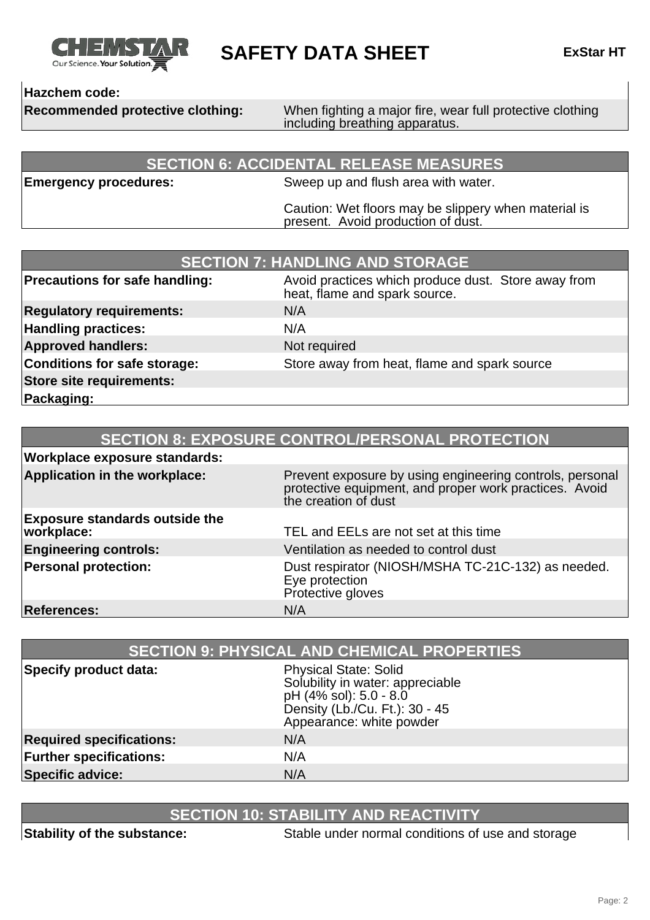| | |
|---|---|
| **Hazchem code:** | |
| **Recommended protective clothing:** | When fighting a major fire, wear full protective clothing including breathing apparatus. |

## SECTION 6: ACCIDENTAL RELEASE MEASURES

| | |
|---|---|
| **Emergency procedures:** | Sweep up and flush area with water.<br><br>Caution: Wet floors may be slippery when material is present. Avoid production of dust. |

## SECTION 7: HANDLING AND STORAGE

| | |
|---|---|
| **Precautions for safe handling:** | Avoid practices which produce dust. Store away from heat, flame and spark source. |
| **Regulatory requirements:** | N/A |
| **Handling practices:** | N/A |
| **Approved handlers:** | Not required |
| **Conditions for safe storage:** | Store away from heat, flame and spark source |
| **Store site requirements:** | |
| **Packaging:** | |

## SECTION 8: EXPOSURE CONTROL/PERSONAL PROTECTION

| | |
|---|---|
| **Workplace exposure standards:** | |
| **Application in the workplace:** | Prevent exposure by using engineering controls, personal protective equipment, and proper work practices. Avoid the creation of dust |
| **Exposure standards outside the workplace:** | TEL and EELs are not set at this time |
| **Engineering controls:** | Ventilation as needed to control dust |
| **Personal protection:** | Dust respirator (NIOSH/MSHA TC-21C-132) as needed.<br>Eye protection<br>Protective gloves |
| **References:** | N/A |

## SECTION 9: PHYSICAL AND CHEMICAL PROPERTIES

| | |
|---|---|
| **Specify product data:** | Physical State: Solid<br>Solubility in water: appreciable<br>pH (4% sol): 5.0 - 8.0<br>Density (Lb./Cu. Ft.): 30 - 45<br>Appearance: white powder |
| **Required specifications:** | N/A |
| **Further specifications:** | N/A |
| **Specific advice:** | N/A |

## SECTION 10: STABILITY AND REACTIVITY

| | |
|---|---|
| **Stability of the substance:** | Stable under normal conditions of use and storage |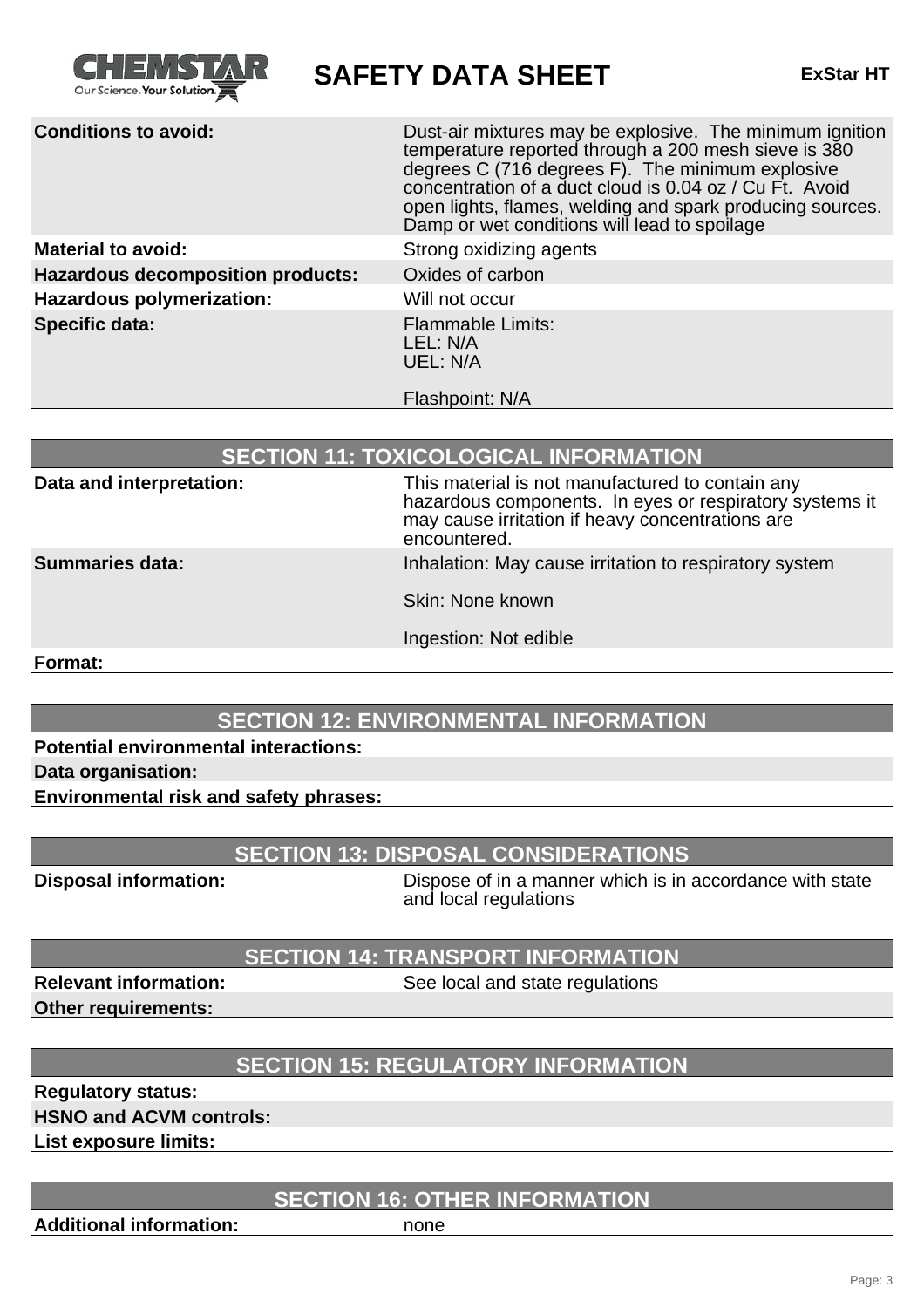| | |
|---|---|
| **Conditions to avoid:** | Dust-air mixtures may be explosive. The minimum ignition temperature reported through a 200 mesh sieve is 380 degrees C (716 degrees F). The minimum explosive concentration of a duct cloud is 0.04 oz / Cu Ft. Avoid open lights, flames, welding and spark producing sources. Damp or wet conditions will lead to spoilage |
| **Material to avoid:** | Strong oxidizing agents |
| **Hazardous decomposition products:** | Oxides of carbon |
| **Hazardous polymerization:** | Will not occur |
| **Specific data:** | Flammable Limits:<br>LEL: N/A<br>UEL: N/A<br><br>Flashpoint: N/A |

## SECTION 11: TOXICOLOGICAL INFORMATION

| | |
|---|---|
| **Data and interpretation:** | This material is not manufactured to contain any hazardous components. In eyes or respiratory systems it may cause irritation if heavy concentrations are encountered. |
| **Summaries data:** | Inhalation: May cause irritation to respiratory system<br><br>Skin: None known<br><br>Ingestion: Not edible |
| **Format:** | |

## SECTION 12: ENVIRONMENTAL INFORMATION

| | |
|---|---|
| **Potential environmental interactions:** | |
| **Data organisation:** | |
| **Environmental risk and safety phrases:** | |

## SECTION 13: DISPOSAL CONSIDERATIONS

| | |
|---|---|
| **Disposal information:** | Dispose of in a manner which is in accordance with state and local regulations |

## SECTION 14: TRANSPORT INFORMATION

| | |
|---|---|
| **Relevant information:** | See local and state regulations |
| **Other requirements:** | |

## SECTION 15: REGULATORY INFORMATION

| | |
|---|---|
| **Regulatory status:** | |
| **HSNO and ACVM controls:** | |
| **List exposure limits:** | |

## SECTION 16: OTHER INFORMATION

| | |
|---|---|
| **Additional information:** | none |